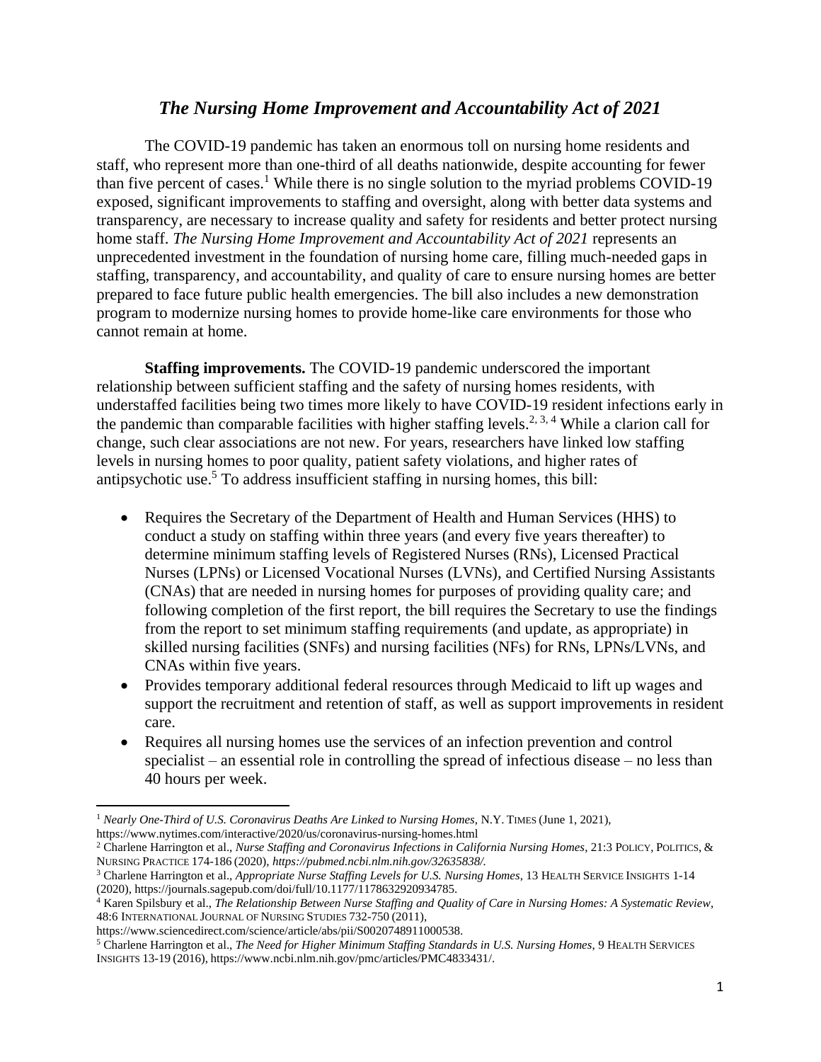# *The Nursing Home Improvement and Accountability Act of 2021*

The COVID-19 pandemic has taken an enormous toll on nursing home residents and staff, who represent more than one-third of all deaths nationwide, despite accounting for fewer than five percent of cases.[1] While there is no single solution to the myriad problems COVID-19 exposed, significant improvements to staffing and oversight, along with better data systems and transparency, are necessary to increase quality and safety for residents and better protect nursing home staff. *The Nursing Home Improvement and Accountability Act of 2021* represents an unprecedented investment in the foundation of nursing home care, filling much-needed gaps in staffing, transparency, and accountability, and quality of care to ensure nursing homes are better prepared to face future public health emergencies. The bill also includes a new demonstration program to modernize nursing homes to provide home-like care environments for those who cannot remain at home.

**Staffing improvements.** The COVID-19 pandemic underscored the important relationship between sufficient staffing and the safety of nursing homes residents, with understaffed facilities being two times more likely to have COVID-19 resident infections early in the pandemic than comparable facilities with higher staffing levels.[2, 3, 4] While a clarion call for change, such clear associations are not new. For years, researchers have linked low staffing levels in nursing homes to poor quality, patient safety violations, and higher rates of antipsychotic use.[5] To address insufficient staffing in nursing homes, this bill:

- Requires the Secretary of the Department of Health and Human Services (HHS) to conduct a study on staffing within three years (and every five years thereafter) to determine minimum staffing levels of Registered Nurses (RNs), Licensed Practical Nurses (LPNs) or Licensed Vocational Nurses (LVNs), and Certified Nursing Assistants (CNAs) that are needed in nursing homes for purposes of providing quality care; and following completion of the first report, the bill requires the Secretary to use the findings from the report to set minimum staffing requirements (and update, as appropriate) in skilled nursing facilities (SNFs) and nursing facilities (NFs) for RNs, LPNs/LVNs, and CNAs within five years.
- Provides temporary additional federal resources through Medicaid to lift up wages and support the recruitment and retention of staff, as well as support improvements in resident care.
- Requires all nursing homes use the services of an infection prevention and control specialist – an essential role in controlling the spread of infectious disease – no less than 40 hours per week.

---

[1] *Nearly One-Third of U.S. Coronavirus Deaths Are Linked to Nursing Homes*, N.Y. TIMES (June 1, 2021), https://www.nytimes.com/interactive/2020/us/coronavirus-nursing-homes.html

[2] Charlene Harrington et al., *Nurse Staffing and Coronavirus Infections in California Nursing Homes*, 21:3 POLICY, POLITICS, & NURSING PRACTICE 174-186 (2020), *https://pubmed.ncbi.nlm.nih.gov/32635838/.*

[3] Charlene Harrington et al., *Appropriate Nurse Staffing Levels for U.S. Nursing Homes*, 13 HEALTH SERVICE INSIGHTS 1-14 (2020), https://journals.sagepub.com/doi/full/10.1177/1178632920934785.

[4] Karen Spilsbury et al., *The Relationship Between Nurse Staffing and Quality of Care in Nursing Homes: A Systematic Review*, 48:6 INTERNATIONAL JOURNAL OF NURSING STUDIES 732-750 (2011), https://www.sciencedirect.com/science/article/abs/pii/S0020748911000538.

[5] Charlene Harrington et al., *The Need for Higher Minimum Staffing Standards in U.S. Nursing Homes*, 9 HEALTH SERVICES INSIGHTS 13-19 (2016), https://www.ncbi.nlm.nih.gov/pmc/articles/PMC4833431/.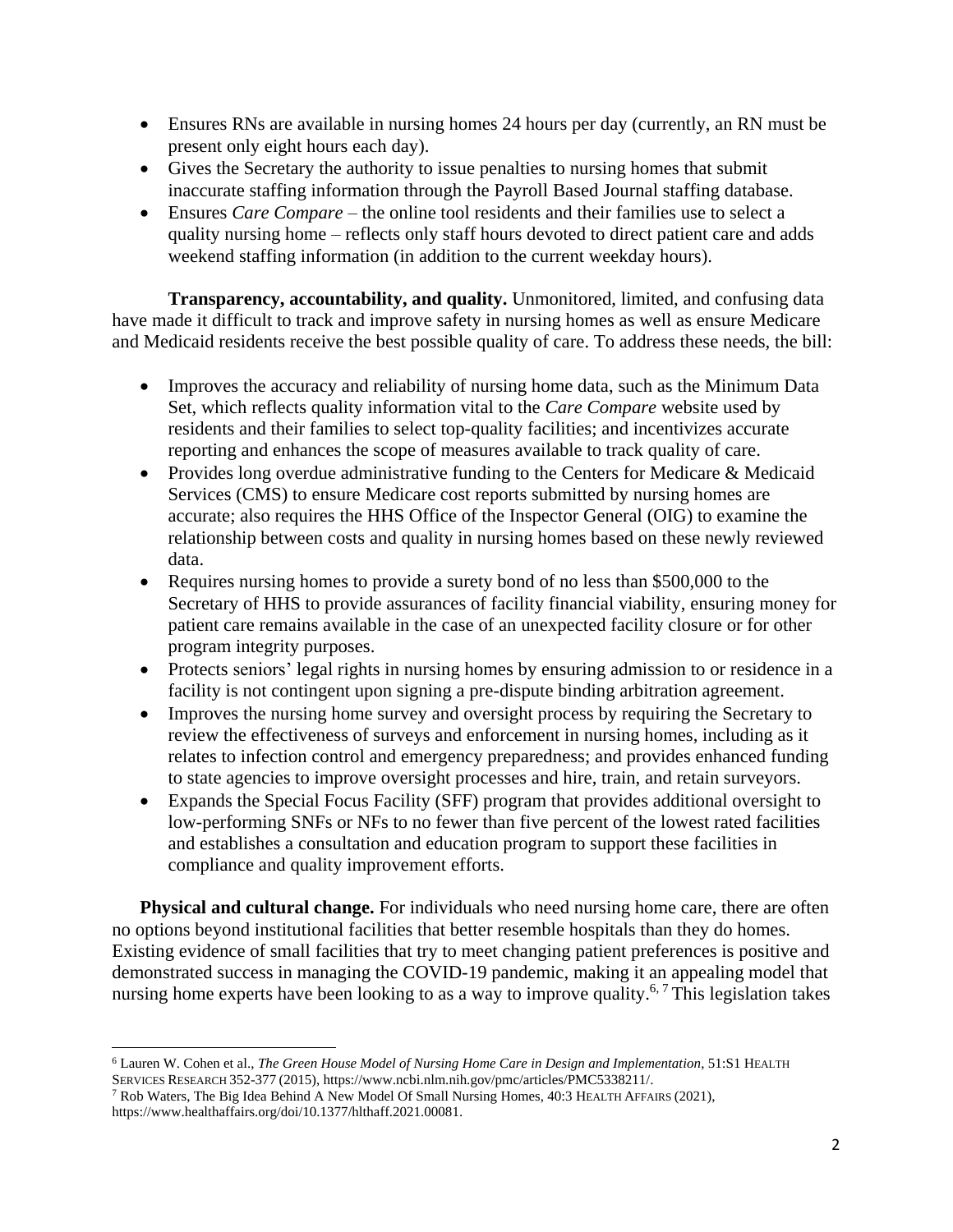- Ensures RNs are available in nursing homes 24 hours per day (currently, an RN must be present only eight hours each day).
- Gives the Secretary the authority to issue penalties to nursing homes that submit inaccurate staffing information through the Payroll Based Journal staffing database.
- Ensures *Care Compare* – the online tool residents and their families use to select a quality nursing home – reflects only staff hours devoted to direct patient care and adds weekend staffing information (in addition to the current weekday hours).

**Transparency, accountability, and quality.** Unmonitored, limited, and confusing data have made it difficult to track and improve safety in nursing homes as well as ensure Medicare and Medicaid residents receive the best possible quality of care. To address these needs, the bill:

- Improves the accuracy and reliability of nursing home data, such as the Minimum Data Set, which reflects quality information vital to the *Care Compare* website used by residents and their families to select top-quality facilities; and incentivizes accurate reporting and enhances the scope of measures available to track quality of care.
- Provides long overdue administrative funding to the Centers for Medicare & Medicaid Services (CMS) to ensure Medicare cost reports submitted by nursing homes are accurate; also requires the HHS Office of the Inspector General (OIG) to examine the relationship between costs and quality in nursing homes based on these newly reviewed data.
- Requires nursing homes to provide a surety bond of no less than $500,000 to the Secretary of HHS to provide assurances of facility financial viability, ensuring money for patient care remains available in the case of an unexpected facility closure or for other program integrity purposes.
- Protects seniors' legal rights in nursing homes by ensuring admission to or residence in a facility is not contingent upon signing a pre-dispute binding arbitration agreement.
- Improves the nursing home survey and oversight process by requiring the Secretary to review the effectiveness of surveys and enforcement in nursing homes, including as it relates to infection control and emergency preparedness; and provides enhanced funding to state agencies to improve oversight processes and hire, train, and retain surveyors.
- Expands the Special Focus Facility (SFF) program that provides additional oversight to low-performing SNFs or NFs to no fewer than five percent of the lowest rated facilities and establishes a consultation and education program to support these facilities in compliance and quality improvement efforts.

**Physical and cultural change.** For individuals who need nursing home care, there are often no options beyond institutional facilities that better resemble hospitals than they do homes. Existing evidence of small facilities that try to meet changing patient preferences is positive and demonstrated success in managing the COVID-19 pandemic, making it an appealing model that nursing home experts have been looking to as a way to improve quality.[6, 7] This legislation takes

---

[6] Lauren W. Cohen et al., *The Green House Model of Nursing Home Care in Design and Implementation*, 51:S1 HEALTH SERVICES RESEARCH 352-377 (2015), https://www.ncbi.nlm.nih.gov/pmc/articles/PMC5338211/.

[7] Rob Waters, The Big Idea Behind A New Model Of Small Nursing Homes, 40:3 HEALTH AFFAIRS (2021), https://www.healthaffairs.org/doi/10.1377/hlthaff.2021.00081.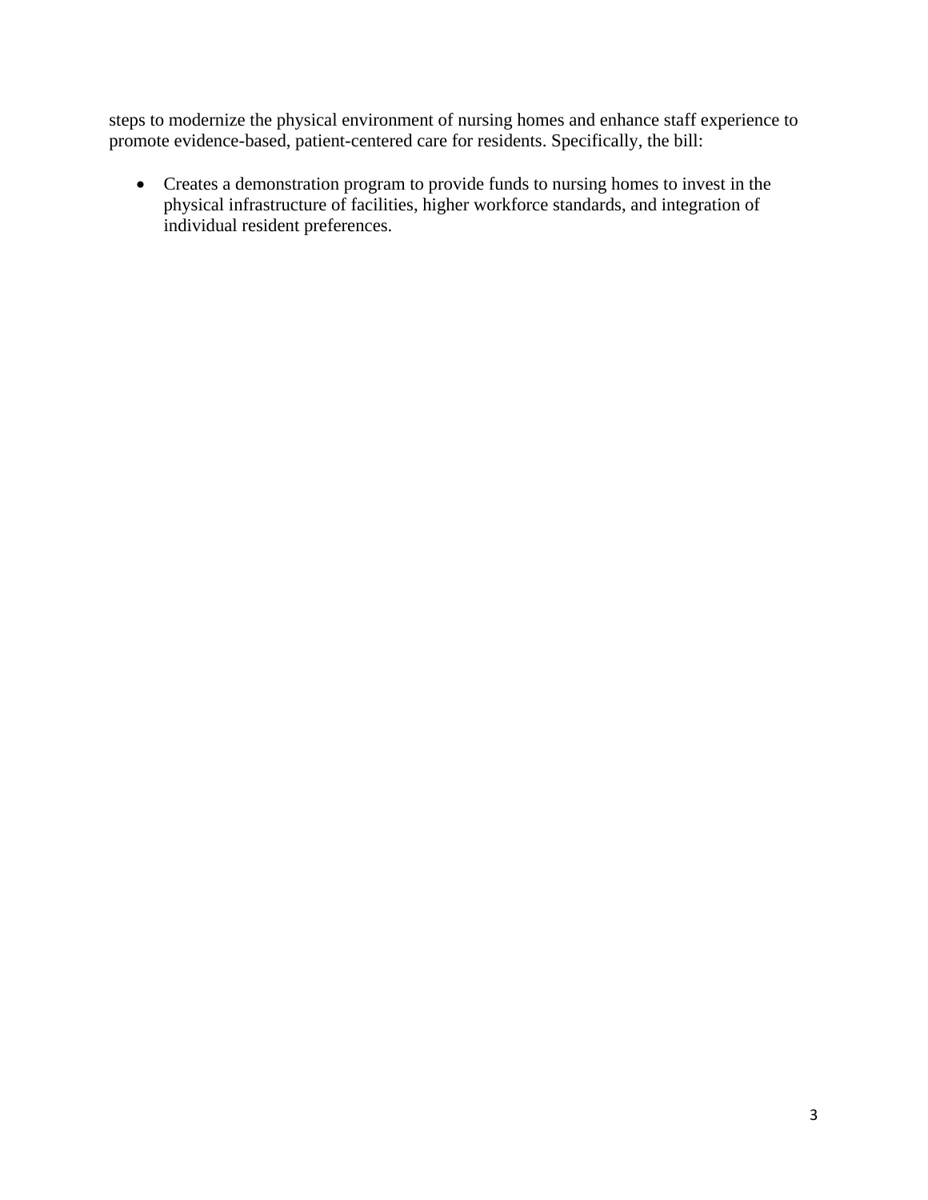steps to modernize the physical environment of nursing homes and enhance staff experience to promote evidence-based, patient-centered care for residents. Specifically, the bill:

- Creates a demonstration program to provide funds to nursing homes to invest in the physical infrastructure of facilities, higher workforce standards, and integration of individual resident preferences.